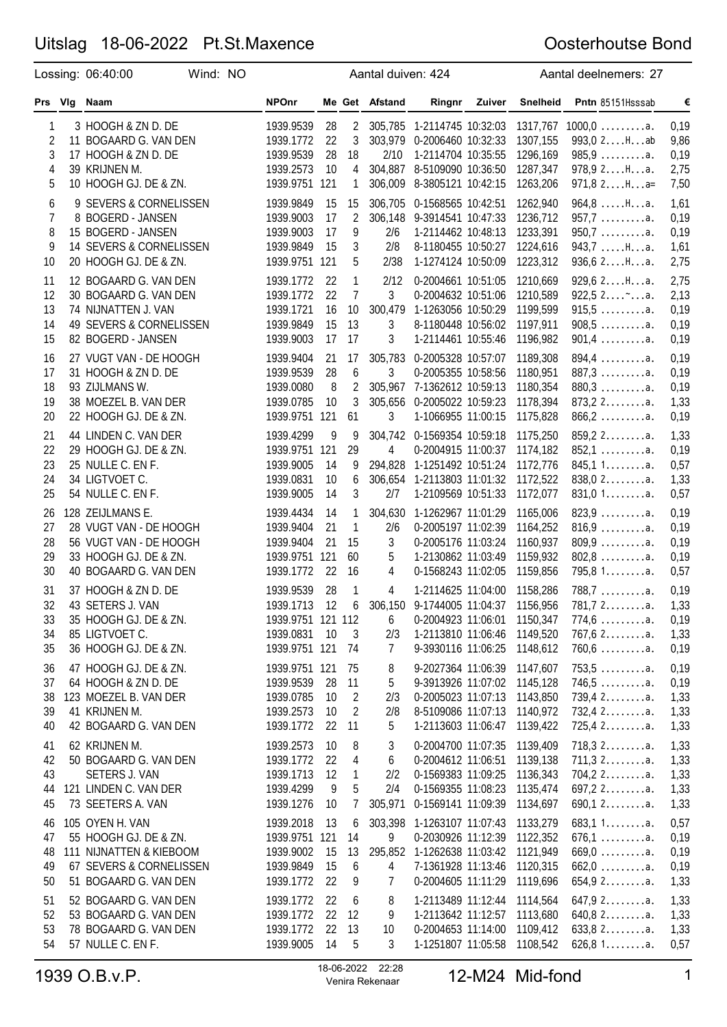# Uitslag 18-06-2022 Pt.St.Maxence

Oosterhoutse Bond

Lossing: 06:40:00 Wind: NO Aantal duiven: 424 Aantal deelnemers: 27

| Prs | Vlg | Naam | NPOnr | Me | Get | Afstand | Ringnr | Zuiver | Snelheid | Pntn 85151Hsssab | € |
|---|---|---|---|---|---|---|---|---|---|---|---|
| 1 | 3 | HOOGH & ZN D. DE | 1939.9539 | 28 | 2 | 305,785 | 1-2114745 | 10:32:03 | 1317,767 | 1000,0 .........a. | 0,19 |
| 2 | 11 | BOGAARD G. VAN DEN | 1939.1772 | 22 | 3 | 303,979 | 0-2006460 | 10:32:33 | 1307,155 | 993,0 2....H...ab | 9,86 |
| 3 | 17 | HOOGH & ZN D. DE | 1939.9539 | 28 | 18 | 2/10 | 1-2114704 | 10:35:55 | 1296,169 | 985,9 .........a. | 0,19 |
| 4 | 39 | KRIJNEN M. | 1939.2573 | 10 | 4 | 304,887 | 8-5109090 | 10:36:50 | 1287,347 | 978,9 2....H...a. | 2,75 |
| 5 | 10 | HOOGH GJ. DE & ZN. | 1939.9751 | 121 | 1 | 306,009 | 8-3805121 | 10:42:15 | 1263,206 | 971,8 2....H...a= | 7,50 |
| 6 | 9 | SEVERS & CORNELISSEN | 1939.9849 | 15 | 15 | 306,705 | 0-1568565 | 10:42:51 | 1262,940 | 964,8 .....H...a. | 1,61 |
| 7 | 8 | BOGERD - JANSEN | 1939.9003 | 17 | 2 | 306,148 | 9-3914541 | 10:47:33 | 1236,712 | 957,7 .........a. | 0,19 |
| 8 | 15 | BOGERD - JANSEN | 1939.9003 | 17 | 9 | 2/6 | 1-2114462 | 10:48:13 | 1233,391 | 950,7 .........a. | 0,19 |
| 9 | 14 | SEVERS & CORNELISSEN | 1939.9849 | 15 | 3 | 2/8 | 8-1180455 | 10:50:27 | 1224,616 | 943,7 .....H...a. | 1,61 |
| 10 | 20 | HOOGH GJ. DE & ZN. | 1939.9751 | 121 | 5 | 2/38 | 1-1274124 | 10:50:09 | 1223,312 | 936,6 2....H...a. | 2,75 |
| 11 | 12 | BOGAARD G. VAN DEN | 1939.1772 | 22 | 1 | 2/12 | 0-2004661 | 10:51:05 | 1210,669 | 929,6 2....H...a. | 2,75 |
| 12 | 30 | BOGAARD G. VAN DEN | 1939.1772 | 22 | 7 | 3 | 0-2004632 | 10:51:06 | 1210,589 | 922,5 2....~...a. | 2,13 |
| 13 | 74 | NIJNATTEN J. VAN | 1939.1721 | 16 | 10 | 300,479 | 1-1263056 | 10:50:29 | 1199,599 | 915,5 .........a. | 0,19 |
| 14 | 49 | SEVERS & CORNELISSEN | 1939.9849 | 15 | 13 | 3 | 8-1180448 | 10:56:02 | 1197,911 | 908,5 .........a. | 0,19 |
| 15 | 82 | BOGERD - JANSEN | 1939.9003 | 17 | 17 | 3 | 1-2114461 | 10:55:46 | 1196,982 | 901,4 .........a. | 0,19 |
| 16 | 27 | VUGT VAN - DE HOOGH | 1939.9404 | 21 | 17 | 305,783 | 0-2005328 | 10:57:07 | 1189,308 | 894,4 .........a. | 0,19 |
| 17 | 31 | HOOGH & ZN D. DE | 1939.9539 | 28 | 6 | 3 | 0-2005355 | 10:58:56 | 1180,951 | 887,3 .........a. | 0,19 |
| 18 | 93 | ZIJLMANS W. | 1939.0080 | 8 | 2 | 305,967 | 7-1362612 | 10:59:13 | 1180,354 | 880,3 .........a. | 0,19 |
| 19 | 38 | MOEZEL B. VAN DER | 1939.0785 | 10 | 3 | 305,656 | 0-2005022 | 10:59:23 | 1178,394 | 873,2 2........a. | 1,33 |
| 20 | 22 | HOOGH GJ. DE & ZN. | 1939.9751 | 121 | 61 | 3 | 1-1066955 | 11:00:15 | 1175,828 | 866,2 .........a. | 0,19 |
| 21 | 44 | LINDEN C. VAN DER | 1939.4299 | 9 | 9 | 304,742 | 0-1569354 | 10:59:18 | 1175,250 | 859,2 2........a. | 1,33 |
| 22 | 29 | HOOGH GJ. DE & ZN. | 1939.9751 | 121 | 29 | 4 | 0-2004915 | 11:00:37 | 1174,182 | 852,1 .........a. | 0,19 |
| 23 | 25 | NULLE C. EN F. | 1939.9005 | 14 | 9 | 294,828 | 1-1251492 | 10:51:24 | 1172,776 | 845,1 1........a. | 0,57 |
| 24 | 34 | LIGTVOET C. | 1939.0831 | 10 | 6 | 306,654 | 1-2113803 | 11:01:32 | 1172,522 | 838,0 2........a. | 1,33 |
| 25 | 54 | NULLE C. EN F. | 1939.9005 | 14 | 3 | 2/7 | 1-2109569 | 10:51:33 | 1172,077 | 831,0 1........a. | 0,57 |
| 26 | 128 | ZEIJLMANS E. | 1939.4434 | 14 | 1 | 304,630 | 1-1262967 | 11:01:29 | 1165,006 | 823,9 .........a. | 0,19 |
| 27 | 28 | VUGT VAN - DE HOOGH | 1939.9404 | 21 | 1 | 2/6 | 0-2005197 | 11:02:39 | 1164,252 | 816,9 .........a. | 0,19 |
| 28 | 56 | VUGT VAN - DE HOOGH | 1939.9404 | 21 | 15 | 3 | 0-2005176 | 11:03:24 | 1160,937 | 809,9 .........a. | 0,19 |
| 29 | 33 | HOOGH GJ. DE & ZN. | 1939.9751 | 121 | 60 | 5 | 1-2130862 | 11:03:49 | 1159,932 | 802,8 .........a. | 0,19 |
| 30 | 40 | BOGAARD G. VAN DEN | 1939.1772 | 22 | 16 | 4 | 0-1568243 | 11:02:05 | 1159,856 | 795,8 1........a. | 0,57 |
| 31 | 37 | HOOGH & ZN D. DE | 1939.9539 | 28 | 1 | 4 | 1-2114625 | 11:04:00 | 1158,286 | 788,7 .........a. | 0,19 |
| 32 | 43 | SETERS J. VAN | 1939.1713 | 12 | 6 | 306,150 | 9-1744005 | 11:04:37 | 1156,956 | 781,7 2........a. | 1,33 |
| 33 | 35 | HOOGH GJ. DE & ZN. | 1939.9751 | 121 | 112 | 6 | 0-2004923 | 11:06:01 | 1150,347 | 774,6 .........a. | 0,19 |
| 34 | 85 | LIGTVOET C. | 1939.0831 | 10 | 3 | 2/3 | 1-2113810 | 11:06:46 | 1149,520 | 767,6 2........a. | 1,33 |
| 35 | 36 | HOOGH GJ. DE & ZN. | 1939.9751 | 121 | 74 | 7 | 9-3930116 | 11:06:25 | 1148,612 | 760,6 .........a. | 0,19 |
| 36 | 47 | HOOGH GJ. DE & ZN. | 1939.9751 | 121 | 75 | 8 | 9-2027364 | 11:06:39 | 1147,607 | 753,5 .........a. | 0,19 |
| 37 | 64 | HOOGH & ZN D. DE | 1939.9539 | 28 | 11 | 5 | 9-3913926 | 11:07:02 | 1145,128 | 746,5 .........a. | 0,19 |
| 38 | 123 | MOEZEL B. VAN DER | 1939.0785 | 10 | 2 | 2/3 | 0-2005023 | 11:07:13 | 1143,850 | 739,4 2........a. | 1,33 |
| 39 | 41 | KRIJNEN M. | 1939.2573 | 10 | 2 | 2/8 | 8-5109086 | 11:07:13 | 1140,972 | 732,4 2........a. | 1,33 |
| 40 | 42 | BOGAARD G. VAN DEN | 1939.1772 | 22 | 11 | 5 | 1-2113603 | 11:06:47 | 1139,422 | 725,4 2........a. | 1,33 |
| 41 | 62 | KRIJNEN M. | 1939.2573 | 10 | 8 | 3 | 0-2004700 | 11:07:35 | 1139,409 | 718,3 2........a. | 1,33 |
| 42 | 50 | BOGAARD G. VAN DEN | 1939.1772 | 22 | 4 | 6 | 0-2004612 | 11:06:51 | 1139,138 | 711,3 2........a. | 1,33 |
| 43 | | SETERS J. VAN | 1939.1713 | 12 | 1 | 2/2 | 0-1569383 | 11:09:25 | 1136,343 | 704,2 2........a. | 1,33 |
| 44 | 121 | LINDEN C. VAN DER | 1939.4299 | 9 | 5 | 2/4 | 0-1569355 | 11:08:23 | 1135,474 | 697,2 2........a. | 1,33 |
| 45 | 73 | SEETERS A. VAN | 1939.1276 | 10 | 7 | 305,971 | 0-1569141 | 11:09:39 | 1134,697 | 690,1 2........a. | 1,33 |
| 46 | 105 | OYEN H. VAN | 1939.2018 | 13 | 6 | 303,398 | 1-1263107 | 11:07:43 | 1133,279 | 683,1 1........a. | 0,57 |
| 47 | 55 | HOOGH GJ. DE & ZN. | 1939.9751 | 121 | 14 | 9 | 0-2030926 | 11:12:39 | 1122,352 | 676,1 .........a. | 0,19 |
| 48 | 111 | NIJNATTEN & KIEBOOM | 1939.9002 | 15 | 13 | 295,852 | 1-1262638 | 11:03:42 | 1121,949 | 669,0 .........a. | 0,19 |
| 49 | 67 | SEVERS & CORNELISSEN | 1939.9849 | 15 | 6 | 4 | 7-1361928 | 11:13:46 | 1120,315 | 662,0 .........a. | 0,19 |
| 50 | 51 | BOGAARD G. VAN DEN | 1939.1772 | 22 | 9 | 7 | 0-2004605 | 11:11:29 | 1119,696 | 654,9 2........a. | 1,33 |
| 51 | 52 | BOGAARD G. VAN DEN | 1939.1772 | 22 | 6 | 8 | 1-2113489 | 11:12:44 | 1114,564 | 647,9 2........a. | 1,33 |
| 52 | 53 | BOGAARD G. VAN DEN | 1939.1772 | 22 | 12 | 9 | 1-2113642 | 11:12:57 | 1113,680 | 640,8 2........a. | 1,33 |
| 53 | 78 | BOGAARD G. VAN DEN | 1939.1772 | 22 | 13 | 10 | 0-2004653 | 11:14:00 | 1109,412 | 633,8 2........a. | 1,33 |
| 54 | 57 | NULLE C. EN F. | 1939.9005 | 14 | 5 | 3 | 1-1251807 | 11:05:58 | 1108,542 | 626,8 1........a. | 0,57 |

1939 O.B.v.P. — 18-06-2022 22:28 Venira Rekenaar — 12-M24 Mid-fond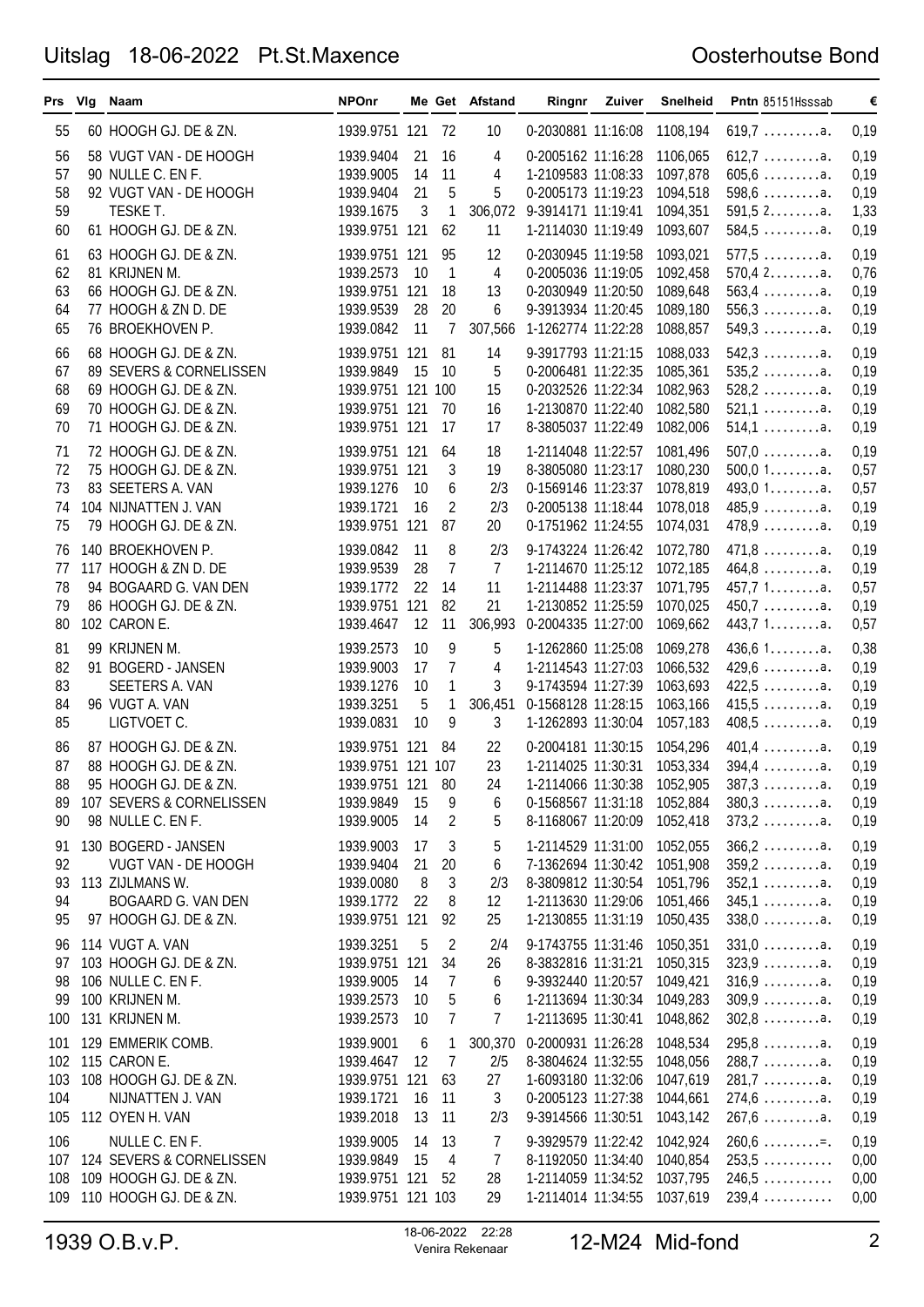# Uitslag 18-06-2022 Pt.St.Maxence

Oosterhoutse Bond

| Prs | Vlg | Naam | NPOnr | Me | Get | Afstand | Ringnr | Zuiver | Snelheid | Pntn 85151Hsssab | € |
|---|---|---|---|---|---|---|---|---|---|---|---|
| 55 | 60 | HOOGH GJ. DE & ZN. | 1939.9751 | 121 | 72 | 10 | 0-2030881 | 11:16:08 | 1108,194 | 619,7 .........a. | 0,19 |
| 56 | 58 | VUGT VAN - DE HOOGH | 1939.9404 | 21 | 16 | 4 | 0-2005162 | 11:16:28 | 1106,065 | 612,7 .........a. | 0,19 |
| 57 | 90 | NULLE C. EN F. | 1939.9005 | 14 | 11 | 4 | 1-2109583 | 11:08:33 | 1097,878 | 605,6 .........a. | 0,19 |
| 58 | 92 | VUGT VAN - DE HOOGH | 1939.9404 | 21 | 5 | 5 | 0-2005173 | 11:19:23 | 1094,518 | 598,6 .........a. | 0,19 |
| 59 | | TESKE T. | 1939.1675 | 3 | 1 | 306,072 | 9-3914171 | 11:19:41 | 1094,351 | 591,5 2........a. | 1,33 |
| 60 | 61 | HOOGH GJ. DE & ZN. | 1939.9751 | 121 | 62 | 11 | 1-2114030 | 11:19:49 | 1093,607 | 584,5 .........a. | 0,19 |
| 61 | 63 | HOOGH GJ. DE & ZN. | 1939.9751 | 121 | 95 | 12 | 0-2030945 | 11:19:58 | 1093,021 | 577,5 .........a. | 0,19 |
| 62 | 81 | KRIJNEN M. | 1939.2573 | 10 | 1 | 4 | 0-2005036 | 11:19:05 | 1092,458 | 570,4 2........a. | 0,76 |
| 63 | 66 | HOOGH GJ. DE & ZN. | 1939.9751 | 121 | 18 | 13 | 0-2030949 | 11:20:50 | 1089,648 | 563,4 .........a. | 0,19 |
| 64 | 77 | HOOGH & ZN D. DE | 1939.9539 | 28 | 20 | 6 | 9-3913934 | 11:20:45 | 1089,180 | 556,3 .........a. | 0,19 |
| 65 | 76 | BROEKHOVEN P. | 1939.0842 | 11 | 7 | 307,566 | 1-1262774 | 11:22:28 | 1088,857 | 549,3 .........a. | 0,19 |
| 66 | 68 | HOOGH GJ. DE & ZN. | 1939.9751 | 121 | 81 | 14 | 9-3917793 | 11:21:15 | 1088,033 | 542,3 .........a. | 0,19 |
| 67 | 89 | SEVERS & CORNELISSEN | 1939.9849 | 15 | 10 | 5 | 0-2006481 | 11:22:35 | 1085,361 | 535,2 .........a. | 0,19 |
| 68 | 69 | HOOGH GJ. DE & ZN. | 1939.9751 | 121 | 100 | 15 | 0-2032526 | 11:22:34 | 1082,963 | 528,2 .........a. | 0,19 |
| 69 | 70 | HOOGH GJ. DE & ZN. | 1939.9751 | 121 | 70 | 16 | 1-2130870 | 11:22:40 | 1082,580 | 521,1 .........a. | 0,19 |
| 70 | 71 | HOOGH GJ. DE & ZN. | 1939.9751 | 121 | 17 | 17 | 8-3805037 | 11:22:49 | 1082,006 | 514,1 .........a. | 0,19 |
| 71 | 72 | HOOGH GJ. DE & ZN. | 1939.9751 | 121 | 64 | 18 | 1-2114048 | 11:22:57 | 1081,496 | 507,0 .........a. | 0,19 |
| 72 | 75 | HOOGH GJ. DE & ZN. | 1939.9751 | 121 | 3 | 19 | 8-3805080 | 11:23:17 | 1080,230 | 500,0 1........a. | 0,57 |
| 73 | 83 | SEETERS A. VAN | 1939.1276 | 10 | 6 | 2/3 | 0-1569146 | 11:23:37 | 1078,819 | 493,0 1........a. | 0,57 |
| 74 | 104 | NIJNATTEN J. VAN | 1939.1721 | 16 | 2 | 2/3 | 0-2005138 | 11:18:44 | 1078,018 | 485,9 .........a. | 0,19 |
| 75 | 79 | HOOGH GJ. DE & ZN. | 1939.9751 | 121 | 87 | 20 | 0-1751962 | 11:24:55 | 1074,031 | 478,9 .........a. | 0,19 |
| 76 | 140 | BROEKHOVEN P. | 1939.0842 | 11 | 8 | 2/3 | 9-1743224 | 11:26:42 | 1072,780 | 471,8 .........a. | 0,19 |
| 77 | 117 | HOOGH & ZN D. DE | 1939.9539 | 28 | 7 | 7 | 1-2114670 | 11:25:12 | 1072,185 | 464,8 .........a. | 0,19 |
| 78 | 94 | BOGAARD G. VAN DEN | 1939.1772 | 22 | 14 | 11 | 1-2114488 | 11:23:37 | 1071,795 | 457,7 1........a. | 0,57 |
| 79 | 86 | HOOGH GJ. DE & ZN. | 1939.9751 | 121 | 82 | 21 | 1-2130852 | 11:25:59 | 1070,025 | 450,7 .........a. | 0,19 |
| 80 | 102 | CARON E. | 1939.4647 | 12 | 11 | 306,993 | 0-2004335 | 11:27:00 | 1069,662 | 443,7 1........a. | 0,57 |
| 81 | 99 | KRIJNEN M. | 1939.2573 | 10 | 9 | 5 | 1-1262860 | 11:25:08 | 1069,278 | 436,6 1........a. | 0,38 |
| 82 | 91 | BOGERD - JANSEN | 1939.9003 | 17 | 7 | 4 | 1-2114543 | 11:27:03 | 1066,532 | 429,6 .........a. | 0,19 |
| 83 | | SEETERS A. VAN | 1939.1276 | 10 | 1 | 3 | 9-1743594 | 11:27:39 | 1063,693 | 422,5 .........a. | 0,19 |
| 84 | 96 | VUGT A. VAN | 1939.3251 | 5 | 1 | 306,451 | 0-1568128 | 11:28:15 | 1063,166 | 415,5 .........a. | 0,19 |
| 85 | | LIGTVOET C. | 1939.0831 | 10 | 9 | 3 | 1-1262893 | 11:30:04 | 1057,183 | 408,5 .........a. | 0,19 |
| 86 | 87 | HOOGH GJ. DE & ZN. | 1939.9751 | 121 | 84 | 22 | 0-2004181 | 11:30:15 | 1054,296 | 401,4 .........a. | 0,19 |
| 87 | 88 | HOOGH GJ. DE & ZN. | 1939.9751 | 121 | 107 | 23 | 1-2114025 | 11:30:31 | 1053,334 | 394,4 .........a. | 0,19 |
| 88 | 95 | HOOGH GJ. DE & ZN. | 1939.9751 | 121 | 80 | 24 | 1-2114066 | 11:30:38 | 1052,905 | 387,3 .........a. | 0,19 |
| 89 | 107 | SEVERS & CORNELISSEN | 1939.9849 | 15 | 9 | 6 | 0-1568567 | 11:31:18 | 1052,884 | 380,3 .........a. | 0,19 |
| 90 | 98 | NULLE C. EN F. | 1939.9005 | 14 | 2 | 5 | 8-1168067 | 11:20:09 | 1052,418 | 373,2 .........a. | 0,19 |
| 91 | 130 | BOGERD - JANSEN | 1939.9003 | 17 | 3 | 5 | 1-2114529 | 11:31:00 | 1052,055 | 366,2 .........a. | 0,19 |
| 92 | | VUGT VAN - DE HOOGH | 1939.9404 | 21 | 20 | 6 | 7-1362694 | 11:30:42 | 1051,908 | 359,2 .........a. | 0,19 |
| 93 | 113 | ZIJLMANS W. | 1939.0080 | 8 | 3 | 2/3 | 8-3809812 | 11:30:54 | 1051,796 | 352,1 .........a. | 0,19 |
| 94 | | BOGAARD G. VAN DEN | 1939.1772 | 22 | 8 | 12 | 1-2113630 | 11:29:06 | 1051,466 | 345,1 .........a. | 0,19 |
| 95 | 97 | HOOGH GJ. DE & ZN. | 1939.9751 | 121 | 92 | 25 | 1-2130855 | 11:31:19 | 1050,435 | 338,0 .........a. | 0,19 |
| 96 | 114 | VUGT A. VAN | 1939.3251 | 5 | 2 | 2/4 | 9-1743755 | 11:31:46 | 1050,351 | 331,0 .........a. | 0,19 |
| 97 | 103 | HOOGH GJ. DE & ZN. | 1939.9751 | 121 | 34 | 26 | 8-3832816 | 11:31:21 | 1050,315 | 323,9 .........a. | 0,19 |
| 98 | 106 | NULLE C. EN F. | 1939.9005 | 14 | 7 | 6 | 9-3932440 | 11:20:57 | 1049,421 | 316,9 .........a. | 0,19 |
| 99 | 100 | KRIJNEN M. | 1939.2573 | 10 | 5 | 6 | 1-2113694 | 11:30:34 | 1049,283 | 309,9 .........a. | 0,19 |
| 100 | 131 | KRIJNEN M. | 1939.2573 | 10 | 7 | 7 | 1-2113695 | 11:30:41 | 1048,862 | 302,8 .........a. | 0,19 |
| 101 | 129 | EMMERIK COMB. | 1939.9001 | 6 | 1 | 300,370 | 0-2000931 | 11:26:28 | 1048,534 | 295,8 .........a. | 0,19 |
| 102 | 115 | CARON E. | 1939.4647 | 12 | 7 | 2/5 | 8-3804624 | 11:32:55 | 1048,056 | 288,7 .........a. | 0,19 |
| 103 | 108 | HOOGH GJ. DE & ZN. | 1939.9751 | 121 | 63 | 27 | 1-6093180 | 11:32:06 | 1047,619 | 281,7 .........a. | 0,19 |
| 104 | | NIJNATTEN J. VAN | 1939.1721 | 16 | 11 | 3 | 0-2005123 | 11:27:38 | 1044,661 | 274,6 .........a. | 0,19 |
| 105 | 112 | OYEN H. VAN | 1939.2018 | 13 | 11 | 2/3 | 9-3914566 | 11:30:51 | 1043,142 | 267,6 .........a. | 0,19 |
| 106 | | NULLE C. EN F. | 1939.9005 | 14 | 13 | 7 | 9-3929579 | 11:22:42 | 1042,924 | 260,6 .........=. | 0,19 |
| 107 | 124 | SEVERS & CORNELISSEN | 1939.9849 | 15 | 4 | 7 | 8-1192050 | 11:34:40 | 1040,854 | 253,5 ........... | 0,00 |
| 108 | 109 | HOOGH GJ. DE & ZN. | 1939.9751 | 121 | 52 | 28 | 1-2114059 | 11:34:52 | 1037,795 | 246,5 ........... | 0,00 |
| 109 | 110 | HOOGH GJ. DE & ZN. | 1939.9751 | 121 | 103 | 29 | 1-2114014 | 11:34:55 | 1037,619 | 239,4 ........... | 0,00 |

1939 O.B.v.P. — 18-06-2022 22:28 Venira Rekenaar — 12-M24 Mid-fond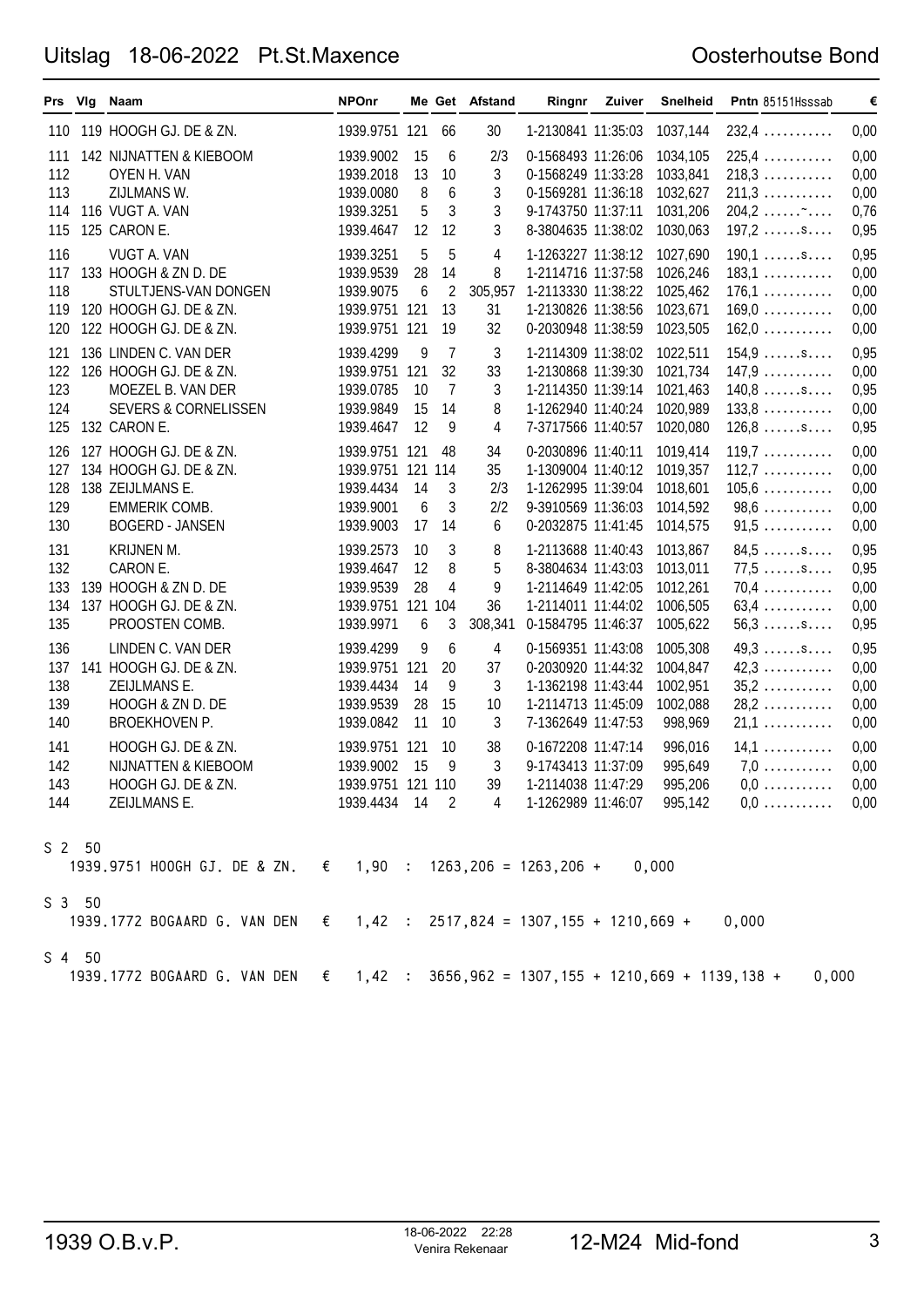| Prs | Vlg | Naam | NPOnr | Me | Get | Afstand | Ringnr | Zuiver | Snelheid | Pntn 85151Hsssab | € |
|---|---|---|---|---|---|---|---|---|---|---|---|
| 110 | 119 | HOOGH GJ. DE & ZN. | 1939.9751 | 121 | 66 | 30 | 1-2130841 | 11:35:03 | 1037,144 | 232,4 ........... | 0,00 |
| 111 | 142 | NIJNATTEN & KIEBOOM | 1939.9002 | 15 | 6 | 2/3 | 0-1568493 | 11:26:06 | 1034,105 | 225,4 ........... | 0,00 |
| 112 | | OYEN H. VAN | 1939.2018 | 13 | 10 | 3 | 0-1568249 | 11:33:28 | 1033,841 | 218,3 ........... | 0,00 |
| 113 | | ZIJLMANS W. | 1939.0080 | 8 | 6 | 3 | 0-1569281 | 11:36:18 | 1032,627 | 211,3 ........... | 0,00 |
| 114 | 116 | VUGT A. VAN | 1939.3251 | 5 | 3 | 3 | 9-1743750 | 11:37:11 | 1031,206 | 204,2 ......~.... | 0,76 |
| 115 | 125 | CARON E. | 1939.4647 | 12 | 12 | 3 | 8-3804635 | 11:38:02 | 1030,063 | 197,2 ......s.... | 0,95 |
| 116 | | VUGT A. VAN | 1939.3251 | 5 | 5 | 4 | 1-1263227 | 11:38:12 | 1027,690 | 190,1 ......s.... | 0,95 |
| 117 | 133 | HOOGH & ZN D. DE | 1939.9539 | 28 | 14 | 8 | 1-2114716 | 11:37:58 | 1026,246 | 183,1 ........... | 0,00 |
| 118 | | STULTJENS-VAN DONGEN | 1939.9075 | 6 | 2 | 305,957 | 1-2113330 | 11:38:22 | 1025,462 | 176,1 ........... | 0,00 |
| 119 | 120 | HOOGH GJ. DE & ZN. | 1939.9751 | 121 | 13 | 31 | 1-2130826 | 11:38:56 | 1023,671 | 169,0 ........... | 0,00 |
| 120 | 122 | HOOGH GJ. DE & ZN. | 1939.9751 | 121 | 19 | 32 | 0-2030948 | 11:38:59 | 1023,505 | 162,0 ........... | 0,00 |
| 121 | 136 | LINDEN C. VAN DER | 1939.4299 | 9 | 7 | 3 | 1-2114309 | 11:38:02 | 1022,511 | 154,9 ......s.... | 0,95 |
| 122 | 126 | HOOGH GJ. DE & ZN. | 1939.9751 | 121 | 32 | 33 | 1-2130868 | 11:39:30 | 1021,734 | 147,9 ........... | 0,00 |
| 123 | | MOEZEL B. VAN DER | 1939.0785 | 10 | 7 | 3 | 1-2114350 | 11:39:14 | 1021,463 | 140,8 ......s.... | 0,95 |
| 124 | | SEVERS & CORNELISSEN | 1939.9849 | 15 | 14 | 8 | 1-1262940 | 11:40:24 | 1020,989 | 133,8 ........... | 0,00 |
| 125 | 132 | CARON E. | 1939.4647 | 12 | 9 | 4 | 7-3717566 | 11:40:57 | 1020,080 | 126,8 ......s.... | 0,95 |
| 126 | 127 | HOOGH GJ. DE & ZN. | 1939.9751 | 121 | 48 | 34 | 0-2030896 | 11:40:11 | 1019,414 | 119,7 ........... | 0,00 |
| 127 | 134 | HOOGH GJ. DE & ZN. | 1939.9751 | 121 | 114 | 35 | 1-1309004 | 11:40:12 | 1019,357 | 112,7 ........... | 0,00 |
| 128 | 138 | ZEIJLMANS E. | 1939.4434 | 14 | 3 | 2/3 | 1-1262995 | 11:39:04 | 1018,601 | 105,6 ........... | 0,00 |
| 129 | | EMMERIK COMB. | 1939.9001 | 6 | 3 | 2/2 | 9-3910569 | 11:36:03 | 1014,592 | 98,6 ........... | 0,00 |
| 130 | | BOGERD - JANSEN | 1939.9003 | 17 | 14 | 6 | 0-2032875 | 11:41:45 | 1014,575 | 91,5 ........... | 0,00 |
| 131 | | KRIJNEN M. | 1939.2573 | 10 | 3 | 8 | 1-2113688 | 11:40:43 | 1013,867 | 84,5 ......s.... | 0,95 |
| 132 | | CARON E. | 1939.4647 | 12 | 8 | 5 | 8-3804634 | 11:43:03 | 1013,011 | 77,5 ......s.... | 0,95 |
| 133 | 139 | HOOGH & ZN D. DE | 1939.9539 | 28 | 4 | 9 | 1-2114649 | 11:42:05 | 1012,261 | 70,4 ........... | 0,00 |
| 134 | 137 | HOOGH GJ. DE & ZN. | 1939.9751 | 121 | 104 | 36 | 1-2114011 | 11:44:02 | 1006,505 | 63,4 ........... | 0,00 |
| 135 | | PROOSTEN COMB. | 1939.9971 | 6 | 3 | 308,341 | 0-1584795 | 11:46:37 | 1005,622 | 56,3 ......s.... | 0,95 |
| 136 | | LINDEN C. VAN DER | 1939.4299 | 9 | 6 | 4 | 0-1569351 | 11:43:08 | 1005,308 | 49,3 ......s.... | 0,95 |
| 137 | 141 | HOOGH GJ. DE & ZN. | 1939.9751 | 121 | 20 | 37 | 0-2030920 | 11:44:32 | 1004,847 | 42,3 ........... | 0,00 |
| 138 | | ZEIJLMANS E. | 1939.4434 | 14 | 9 | 3 | 1-1362198 | 11:43:44 | 1002,951 | 35,2 ........... | 0,00 |
| 139 | | HOOGH & ZN D. DE | 1939.9539 | 28 | 15 | 10 | 1-2114713 | 11:45:09 | 1002,088 | 28,2 ........... | 0,00 |
| 140 | | BROEKHOVEN P. | 1939.0842 | 11 | 10 | 3 | 7-1362649 | 11:47:53 | 998,969 | 21,1 ........... | 0,00 |
| 141 | | HOOGH GJ. DE & ZN. | 1939.9751 | 121 | 10 | 38 | 0-1672208 | 11:47:14 | 996,016 | 14,1 ........... | 0,00 |
| 142 | | NIJNATTEN & KIEBOOM | 1939.9002 | 15 | 9 | 3 | 9-1743413 | 11:37:09 | 995,649 | 7,0 ........... | 0,00 |
| 143 | | HOOGH GJ. DE & ZN. | 1939.9751 | 121 | 110 | 39 | 1-2114038 | 11:47:29 | 995,206 | 0,0 ........... | 0,00 |
| 144 | | ZEIJLMANS E. | 1939.4434 | 14 | 2 | 4 | 1-1262989 | 11:46:07 | 995,142 | 0,0 ........... | 0,00 |

```
S 2  50
   1939.9751 HOOGH GJ. DE & ZN.   €   1,90  :  1263,206 = 1263,206 +     0,000

S 3  50
   1939.1772 BOGAARD G. VAN DEN   €   1,42  :  2517,824 = 1307,155 + 1210,669 +    0,000

S 4  50
   1939.1772 BOGAARD G. VAN DEN   €   1,42  :  3656,962 = 1307,155 + 1210,669 + 1139,138 +    0,000
```